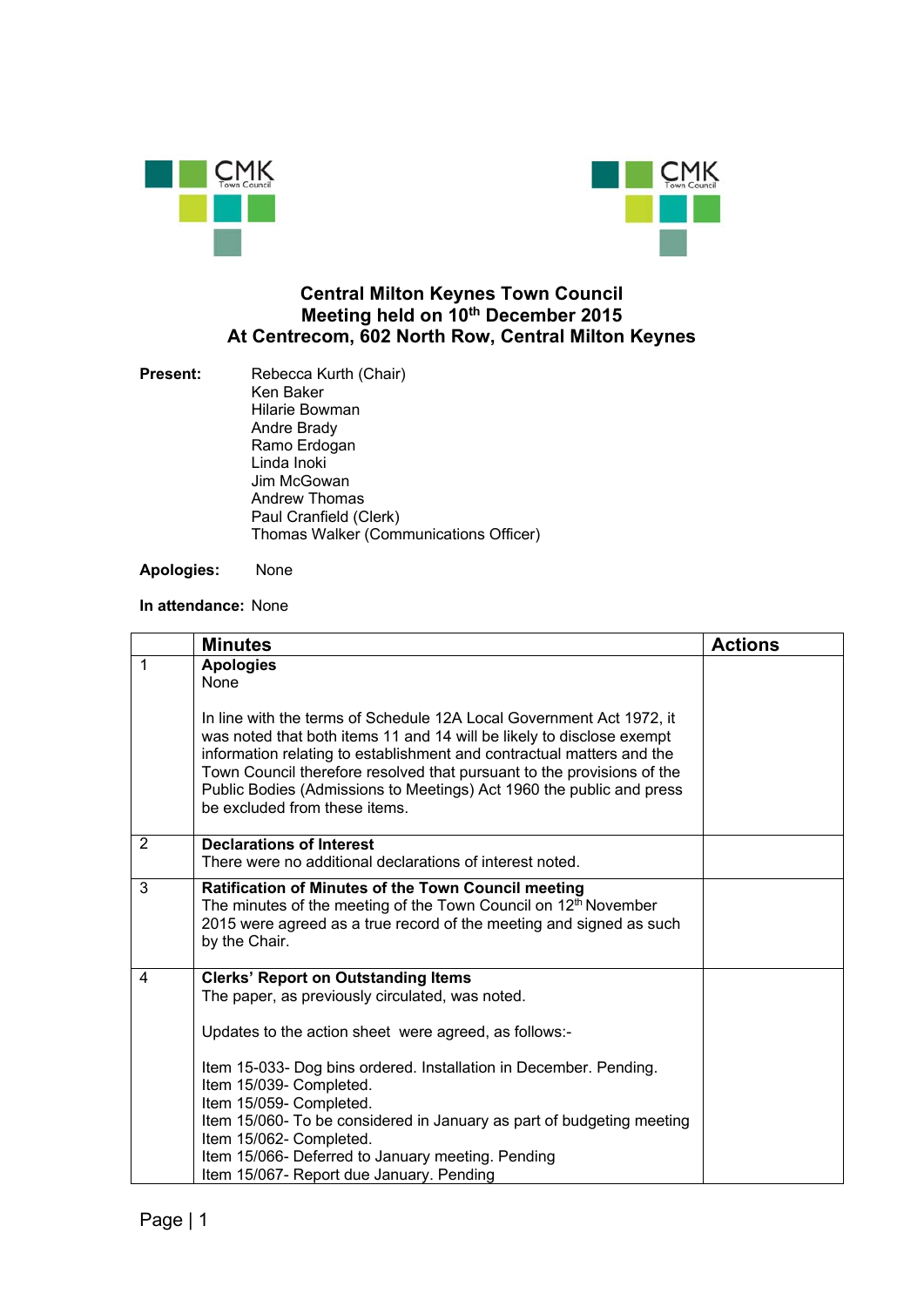# Central Milton Keynes Town Council
## Meeting held on 10th December 2015
## At Centrecom, 602 North Row, Central Milton Keynes

**Present:** Rebecca Kurth (Chair)
Ken Baker
Hilarie Bowman
Andre Brady
Ramo Erdogan
Linda Inoki
Jim McGowan
Andrew Thomas
Paul Cranfield (Clerk)
Thomas Walker (Communications Officer)

**Apologies:** None

**In attendance:** None

| | Minutes | Actions |
|---|---|---|
| 1 | **Apologies**<br>None<br><br>In line with the terms of Schedule 12A Local Government Act 1972, it was noted that both items 11 and 14 will be likely to disclose exempt information relating to establishment and contractual matters and the Town Council therefore resolved that pursuant to the provisions of the Public Bodies (Admissions to Meetings) Act 1960 the public and press be excluded from these items. | |
| 2 | **Declarations of Interest**<br>There were no additional declarations of interest noted. | |
| 3 | **Ratification of Minutes of the Town Council meeting**<br>The minutes of the meeting of the Town Council on 12th November 2015 were agreed as a true record of the meeting and signed as such by the Chair. | |
| 4 | **Clerks' Report on Outstanding Items**<br>The paper, as previously circulated, was noted.<br><br>Updates to the action sheet were agreed, as follows:-<br><br>Item 15-033- Dog bins ordered. Installation in December. Pending.<br>Item 15/039- Completed.<br>Item 15/059- Completed.<br>Item 15/060- To be considered in January as part of budgeting meeting<br>Item 15/062- Completed.<br>Item 15/066- Deferred to January meeting. Pending<br>Item 15/067- Report due January. Pending | |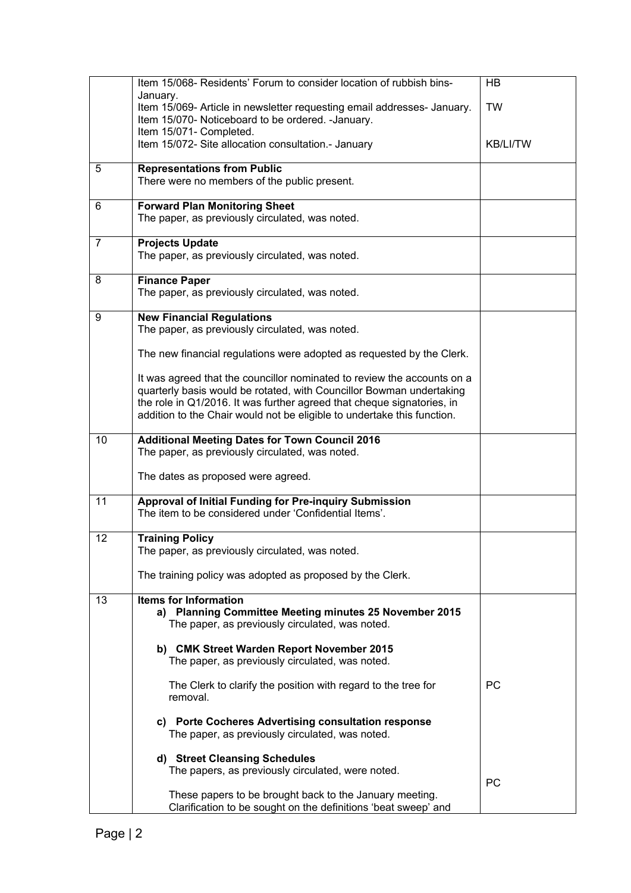| | | |
|---|---|---|
| | Item 15/068- Residents' Forum to consider location of rubbish bins- January.<br>Item 15/069- Article in newsletter requesting email addresses- January.<br>Item 15/070- Noticeboard to be ordered. -January.<br>Item 15/071- Completed.<br>Item 15/072- Site allocation consultation.- January | HB<br><br>TW<br><br><br><br>KB/LI/TW |
| 5 | **Representations from Public**<br>There were no members of the public present. | |
| 6 | **Forward Plan Monitoring Sheet**<br>The paper, as previously circulated, was noted. | |
| 7 | **Projects Update**<br>The paper, as previously circulated, was noted. | |
| 8 | **Finance Paper**<br>The paper, as previously circulated, was noted. | |
| 9 | **New Financial Regulations**<br>The paper, as previously circulated, was noted.<br><br>The new financial regulations were adopted as requested by the Clerk.<br><br>It was agreed that the councillor nominated to review the accounts on a quarterly basis would be rotated, with Councillor Bowman undertaking the role in Q1/2016. It was further agreed that cheque signatories, in addition to the Chair would not be eligible to undertake this function. | |
| 10 | **Additional Meeting Dates for Town Council 2016**<br>The paper, as previously circulated, was noted.<br><br>The dates as proposed were agreed. | |
| 11 | **Approval of Initial Funding for Pre-inquiry Submission**<br>The item to be considered under 'Confidential Items'. | |
| 12 | **Training Policy**<br>The paper, as previously circulated, was noted.<br><br>The training policy was adopted as proposed by the Clerk. | |
| 13 | **Items for Information**<br>a) **Planning Committee Meeting minutes 25 November 2015**<br>The paper, as previously circulated, was noted.<br><br>b) **CMK Street Warden Report November 2015**<br>The paper, as previously circulated, was noted.<br><br>The Clerk to clarify the position with regard to the tree for removal.<br><br>c) **Porte Cocheres Advertising consultation response**<br>The paper, as previously circulated, was noted.<br><br>d) **Street Cleansing Schedules**<br>The papers, as previously circulated, were noted.<br><br>These papers to be brought back to the January meeting. Clarification to be sought on the definitions 'beat sweep' and | <br><br><br><br><br><br><br>PC<br><br><br><br><br><br><br>PC |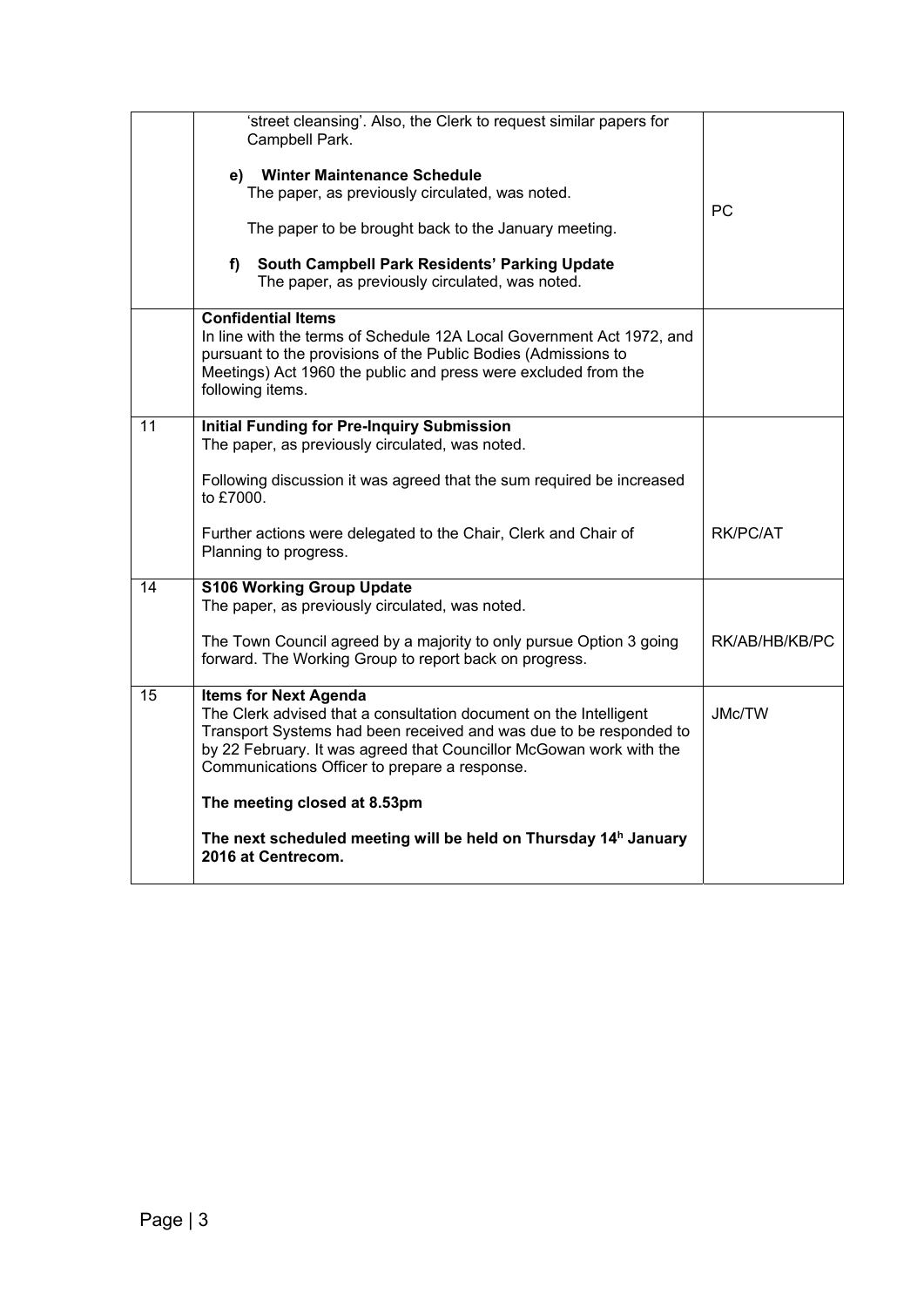| | | |
|---|---|---|
| | 'street cleansing'. Also, the Clerk to request similar papers for Campbell Park.<br><br>**e) Winter Maintenance Schedule**<br>The paper, as previously circulated, was noted.<br><br>The paper to be brought back to the January meeting.<br><br>**f) South Campbell Park Residents' Parking Update**<br>The paper, as previously circulated, was noted. | PC |
| | **Confidential Items**<br>In line with the terms of Schedule 12A Local Government Act 1972, and pursuant to the provisions of the Public Bodies (Admissions to Meetings) Act 1960 the public and press were excluded from the following items. | |
| 11 | **Initial Funding for Pre-Inquiry Submission**<br>The paper, as previously circulated, was noted.<br><br>Following discussion it was agreed that the sum required be increased to £7000.<br><br>Further actions were delegated to the Chair, Clerk and Chair of Planning to progress. | RK/PC/AT |
| 14 | **S106 Working Group Update**<br>The paper, as previously circulated, was noted.<br><br>The Town Council agreed by a majority to only pursue Option 3 going forward. The Working Group to report back on progress. | RK/AB/HB/KB/PC |
| 15 | **Items for Next Agenda**<br>The Clerk advised that a consultation document on the Intelligent Transport Systems had been received and was due to be responded to by 22 February. It was agreed that Councillor McGowan work with the Communications Officer to prepare a response.<br><br>**The meeting closed at 8.53pm**<br><br>**The next scheduled meeting will be held on Thursday 14h January 2016 at Centrecom.** | JMc/TW |